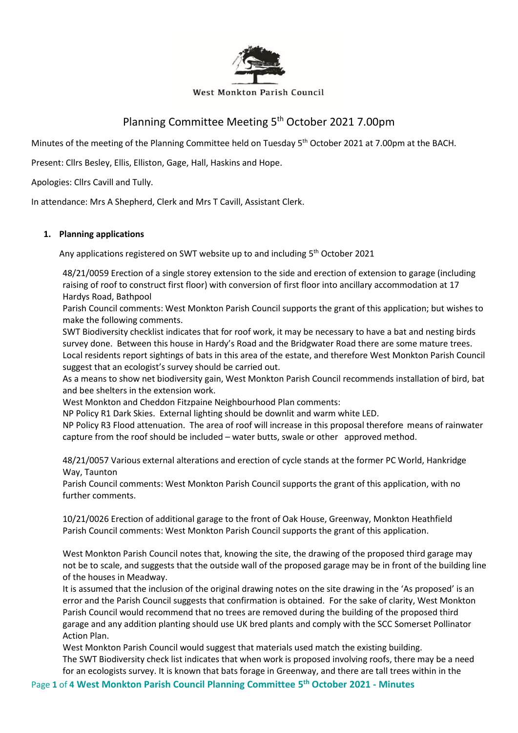West Monkton Parish Council

# Planning Committee Meeting 5th October 2021 7.00pm

Minutes of the meeting of the Planning Committee held on Tuesday 5th October 2021 at 7.00pm at the BACH.

Present: Cllrs Besley, Ellis, Elliston, Gage, Hall, Haskins and Hope.

Apologies: Cllrs Cavill and Tully.

In attendance: Mrs A Shepherd, Clerk and Mrs T Cavill, Assistant Clerk.

1. **Planning applications**

   Any applications registered on SWT website up to and including 5th October 2021

   48/21/0059 Erection of a single storey extension to the side and erection of extension to garage (including raising of roof to construct first floor) with conversion of first floor into ancillary accommodation at 17 Hardys Road, Bathpool
   Parish Council comments: West Monkton Parish Council supports the grant of this application; but wishes to make the following comments.
   SWT Biodiversity checklist indicates that for roof work, it may be necessary to have a bat and nesting birds survey done. Between this house in Hardy's Road and the Bridgwater Road there are some mature trees. Local residents report sightings of bats in this area of the estate, and therefore West Monkton Parish Council suggest that an ecologist's survey should be carried out.
   As a means to show net biodiversity gain, West Monkton Parish Council recommends installation of bird, bat and bee shelters in the extension work.
   West Monkton and Cheddon Fitzpaine Neighbourhood Plan comments:
   NP Policy R1 Dark Skies. External lighting should be downlit and warm white LED.
   NP Policy R3 Flood attenuation. The area of roof will increase in this proposal therefore means of rainwater capture from the roof should be included – water butts, swale or other approved method.

   48/21/0057 Various external alterations and erection of cycle stands at the former PC World, Hankridge Way, Taunton
   Parish Council comments: West Monkton Parish Council supports the grant of this application, with no further comments.

   10/21/0026 Erection of additional garage to the front of Oak House, Greenway, Monkton Heathfield
   Parish Council comments: West Monkton Parish Council supports the grant of this application.

   West Monkton Parish Council notes that, knowing the site, the drawing of the proposed third garage may not be to scale, and suggests that the outside wall of the proposed garage may be in front of the building line of the houses in Meadway.
   It is assumed that the inclusion of the original drawing notes on the site drawing in the 'As proposed' is an error and the Parish Council suggests that confirmation is obtained. For the sake of clarity, West Monkton Parish Council would recommend that no trees are removed during the building of the proposed third garage and any addition planting should use UK bred plants and comply with the SCC Somerset Pollinator Action Plan.
   West Monkton Parish Council would suggest that materials used match the existing building.
   The SWT Biodiversity check list indicates that when work is proposed involving roofs, there may be a need for an ecologists survey. It is known that bats forage in Greenway, and there are tall trees within in the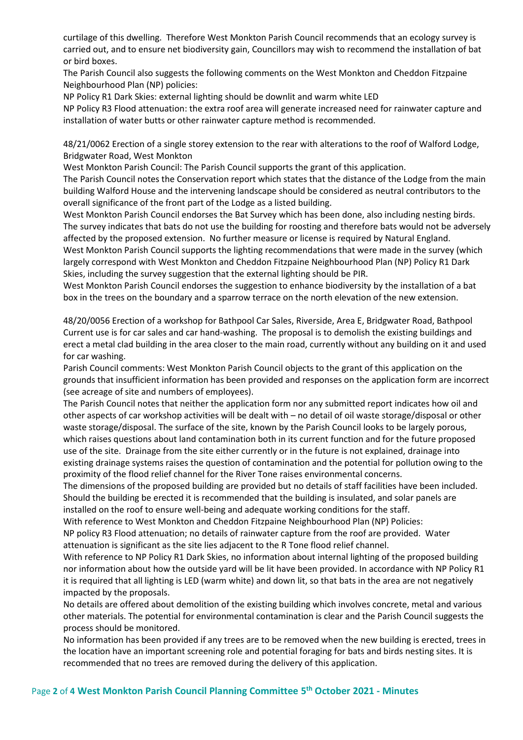curtilage of this dwelling. Therefore West Monkton Parish Council recommends that an ecology survey is carried out, and to ensure net biodiversity gain, Councillors may wish to recommend the installation of bat or bird boxes.

The Parish Council also suggests the following comments on the West Monkton and Cheddon Fitzpaine Neighbourhood Plan (NP) policies:

NP Policy R1 Dark Skies: external lighting should be downlit and warm white LED

NP Policy R3 Flood attenuation: the extra roof area will generate increased need for rainwater capture and installation of water butts or other rainwater capture method is recommended.

48/21/0062 Erection of a single storey extension to the rear with alterations to the roof of Walford Lodge, Bridgwater Road, West Monkton

West Monkton Parish Council: The Parish Council supports the grant of this application.

The Parish Council notes the Conservation report which states that the distance of the Lodge from the main building Walford House and the intervening landscape should be considered as neutral contributors to the overall significance of the front part of the Lodge as a listed building.

West Monkton Parish Council endorses the Bat Survey which has been done, also including nesting birds. The survey indicates that bats do not use the building for roosting and therefore bats would not be adversely affected by the proposed extension. No further measure or license is required by Natural England.

West Monkton Parish Council supports the lighting recommendations that were made in the survey (which largely correspond with West Monkton and Cheddon Fitzpaine Neighbourhood Plan (NP) Policy R1 Dark Skies, including the survey suggestion that the external lighting should be PIR.

West Monkton Parish Council endorses the suggestion to enhance biodiversity by the installation of a bat box in the trees on the boundary and a sparrow terrace on the north elevation of the new extension.

48/20/0056 Erection of a workshop for Bathpool Car Sales, Riverside, Area E, Bridgwater Road, Bathpool

Current use is for car sales and car hand-washing. The proposal is to demolish the existing buildings and erect a metal clad building in the area closer to the main road, currently without any building on it and used for car washing.

Parish Council comments: West Monkton Parish Council objects to the grant of this application on the grounds that insufficient information has been provided and responses on the application form are incorrect (see acreage of site and numbers of employees).

The Parish Council notes that neither the application form nor any submitted report indicates how oil and other aspects of car workshop activities will be dealt with – no detail of oil waste storage/disposal or other waste storage/disposal. The surface of the site, known by the Parish Council looks to be largely porous, which raises questions about land contamination both in its current function and for the future proposed use of the site. Drainage from the site either currently or in the future is not explained, drainage into existing drainage systems raises the question of contamination and the potential for pollution owing to the proximity of the flood relief channel for the River Tone raises environmental concerns.

The dimensions of the proposed building are provided but no details of staff facilities have been included. Should the building be erected it is recommended that the building is insulated, and solar panels are installed on the roof to ensure well-being and adequate working conditions for the staff.

With reference to West Monkton and Cheddon Fitzpaine Neighbourhood Plan (NP) Policies:

NP policy R3 Flood attenuation; no details of rainwater capture from the roof are provided. Water attenuation is significant as the site lies adjacent to the R Tone flood relief channel.

With reference to NP Policy R1 Dark Skies, no information about internal lighting of the proposed building nor information about how the outside yard will be lit have been provided. In accordance with NP Policy R1 it is required that all lighting is LED (warm white) and down lit, so that bats in the area are not negatively impacted by the proposals.

No details are offered about demolition of the existing building which involves concrete, metal and various other materials. The potential for environmental contamination is clear and the Parish Council suggests the process should be monitored.

No information has been provided if any trees are to be removed when the new building is erected, trees in the location have an important screening role and potential foraging for bats and birds nesting sites. It is recommended that no trees are removed during the delivery of this application.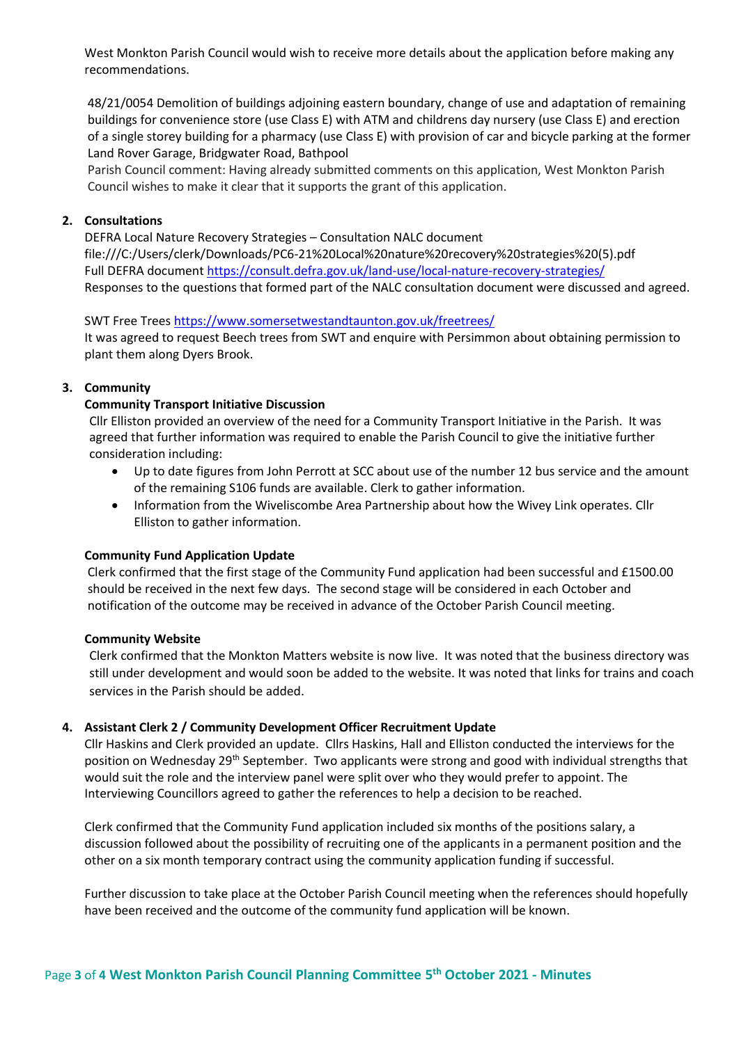West Monkton Parish Council would wish to receive more details about the application before making any recommendations.

48/21/0054 Demolition of buildings adjoining eastern boundary, change of use and adaptation of remaining buildings for convenience store (use Class E) with ATM and childrens day nursery (use Class E) and erection of a single storey building for a pharmacy (use Class E) with provision of car and bicycle parking at the former Land Rover Garage, Bridgwater Road, Bathpool
Parish Council comment: Having already submitted comments on this application, West Monkton Parish Council wishes to make it clear that it supports the grant of this application.

**2. Consultations**

DEFRA Local Nature Recovery Strategies – Consultation NALC document
file:///C:/Users/clerk/Downloads/PC6-21%20Local%20nature%20recovery%20strategies%20(5).pdf
Full DEFRA document https://consult.defra.gov.uk/land-use/local-nature-recovery-strategies/
Responses to the questions that formed part of the NALC consultation document were discussed and agreed.

SWT Free Trees https://www.somersetwestandtaunton.gov.uk/freetrees/
It was agreed to request Beech trees from SWT and enquire with Persimmon about obtaining permission to plant them along Dyers Brook.

**3. Community**

**Community Transport Initiative Discussion**

Cllr Elliston provided an overview of the need for a Community Transport Initiative in the Parish. It was agreed that further information was required to enable the Parish Council to give the initiative further consideration including:

- Up to date figures from John Perrott at SCC about use of the number 12 bus service and the amount of the remaining S106 funds are available. Clerk to gather information.
- Information from the Wiveliscombe Area Partnership about how the Wivey Link operates. Cllr Elliston to gather information.

**Community Fund Application Update**

Clerk confirmed that the first stage of the Community Fund application had been successful and £1500.00 should be received in the next few days. The second stage will be considered in each October and notification of the outcome may be received in advance of the October Parish Council meeting.

**Community Website**

Clerk confirmed that the Monkton Matters website is now live. It was noted that the business directory was still under development and would soon be added to the website. It was noted that links for trains and coach services in the Parish should be added.

**4. Assistant Clerk 2 / Community Development Officer Recruitment Update**

Cllr Haskins and Clerk provided an update. Cllrs Haskins, Hall and Elliston conducted the interviews for the position on Wednesday 29th September. Two applicants were strong and good with individual strengths that would suit the role and the interview panel were split over who they would prefer to appoint. The Interviewing Councillors agreed to gather the references to help a decision to be reached.

Clerk confirmed that the Community Fund application included six months of the positions salary, a discussion followed about the possibility of recruiting one of the applicants in a permanent position and the other on a six month temporary contract using the community application funding if successful.

Further discussion to take place at the October Parish Council meeting when the references should hopefully have been received and the outcome of the community fund application will be known.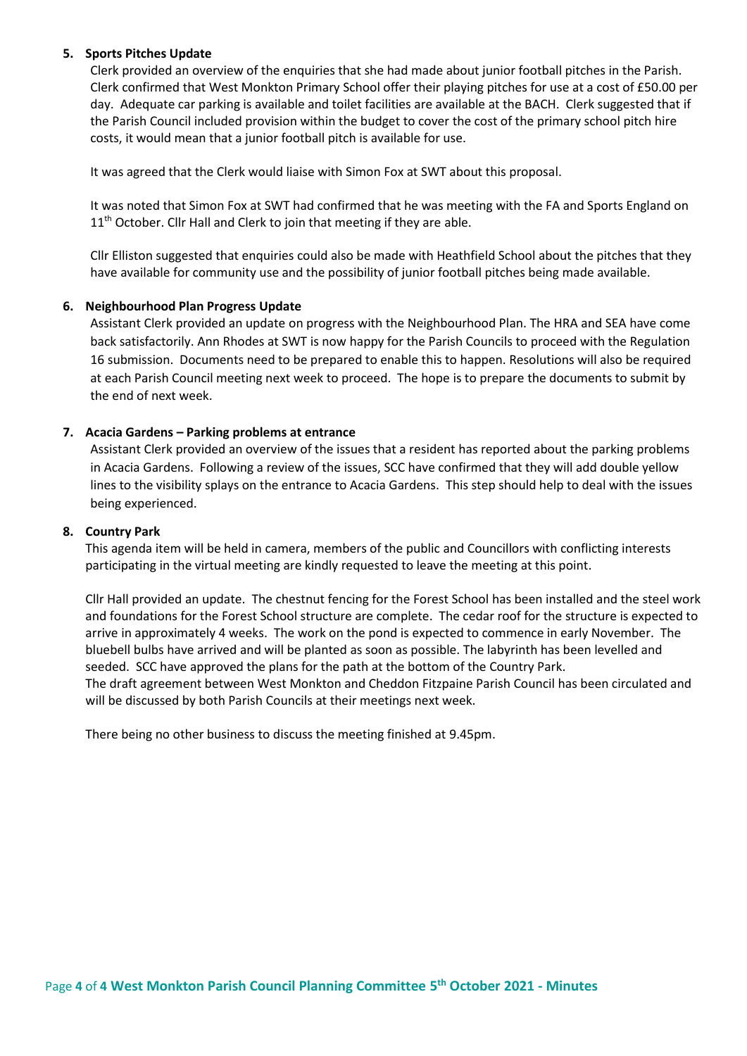5. **Sports Pitches Update**

   Clerk provided an overview of the enquiries that she had made about junior football pitches in the Parish. Clerk confirmed that West Monkton Primary School offer their playing pitches for use at a cost of £50.00 per day. Adequate car parking is available and toilet facilities are available at the BACH. Clerk suggested that if the Parish Council included provision within the budget to cover the cost of the primary school pitch hire costs, it would mean that a junior football pitch is available for use.

   It was agreed that the Clerk would liaise with Simon Fox at SWT about this proposal.

   It was noted that Simon Fox at SWT had confirmed that he was meeting with the FA and Sports England on 11th October. Cllr Hall and Clerk to join that meeting if they are able.

   Cllr Elliston suggested that enquiries could also be made with Heathfield School about the pitches that they have available for community use and the possibility of junior football pitches being made available.

6. **Neighbourhood Plan Progress Update**

   Assistant Clerk provided an update on progress with the Neighbourhood Plan. The HRA and SEA have come back satisfactorily. Ann Rhodes at SWT is now happy for the Parish Councils to proceed with the Regulation 16 submission. Documents need to be prepared to enable this to happen. Resolutions will also be required at each Parish Council meeting next week to proceed. The hope is to prepare the documents to submit by the end of next week.

7. **Acacia Gardens – Parking problems at entrance**

   Assistant Clerk provided an overview of the issues that a resident has reported about the parking problems in Acacia Gardens. Following a review of the issues, SCC have confirmed that they will add double yellow lines to the visibility splays on the entrance to Acacia Gardens. This step should help to deal with the issues being experienced.

8. **Country Park**

   This agenda item will be held in camera, members of the public and Councillors with conflicting interests participating in the virtual meeting are kindly requested to leave the meeting at this point.

   Cllr Hall provided an update. The chestnut fencing for the Forest School has been installed and the steel work and foundations for the Forest School structure are complete. The cedar roof for the structure is expected to arrive in approximately 4 weeks. The work on the pond is expected to commence in early November. The bluebell bulbs have arrived and will be planted as soon as possible. The labyrinth has been levelled and seeded. SCC have approved the plans for the path at the bottom of the Country Park.
   The draft agreement between West Monkton and Cheddon Fitzpaine Parish Council has been circulated and will be discussed by both Parish Councils at their meetings next week.

   There being no other business to discuss the meeting finished at 9.45pm.